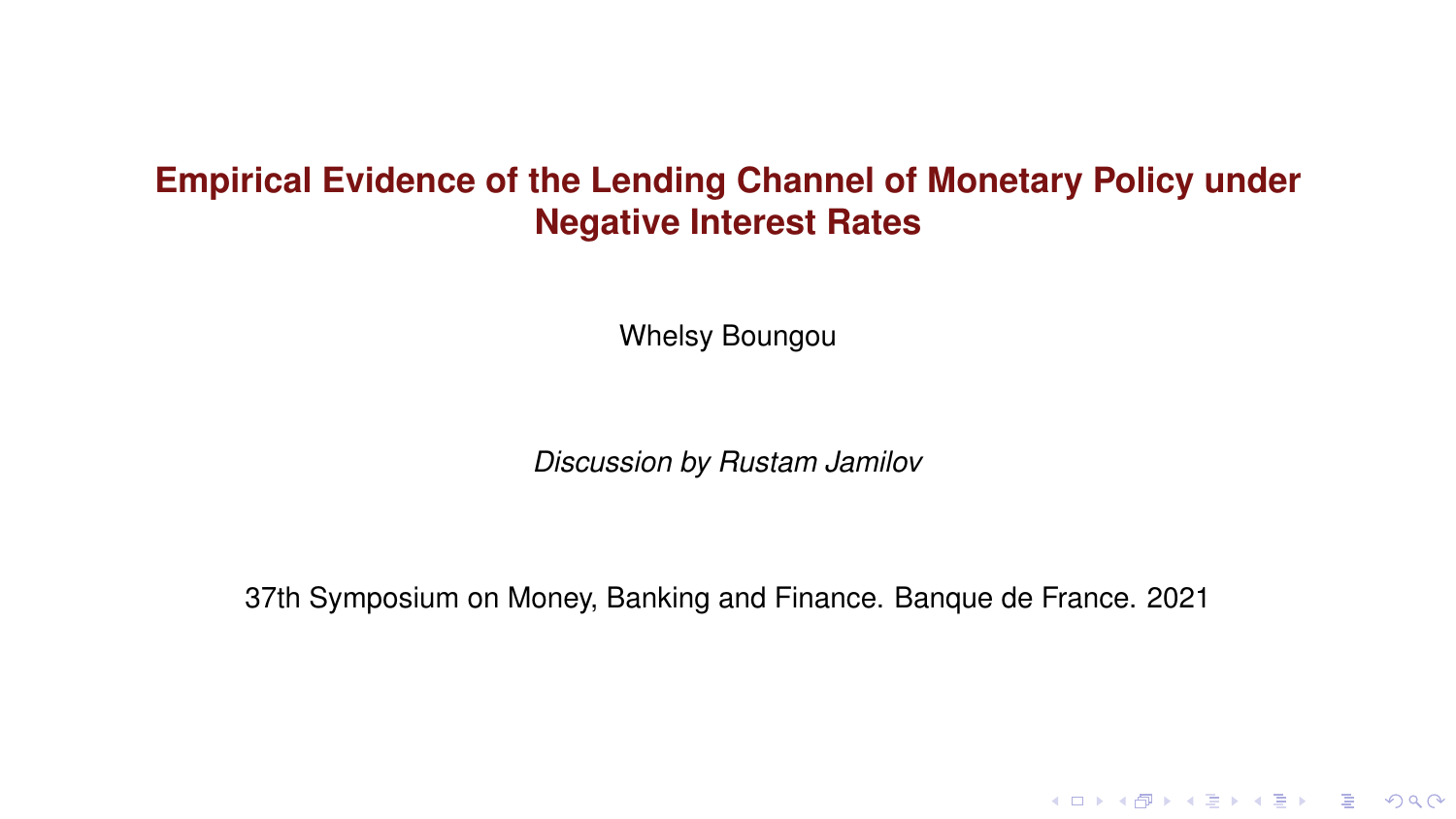# Empirical Evidence of the Lending Channel of Monetary Policy under Negative Interest Rates

Whelsy Boungou

*Discussion by Rustam Jamilov*

37th Symposium on Money, Banking and Finance. Banque de France. 2021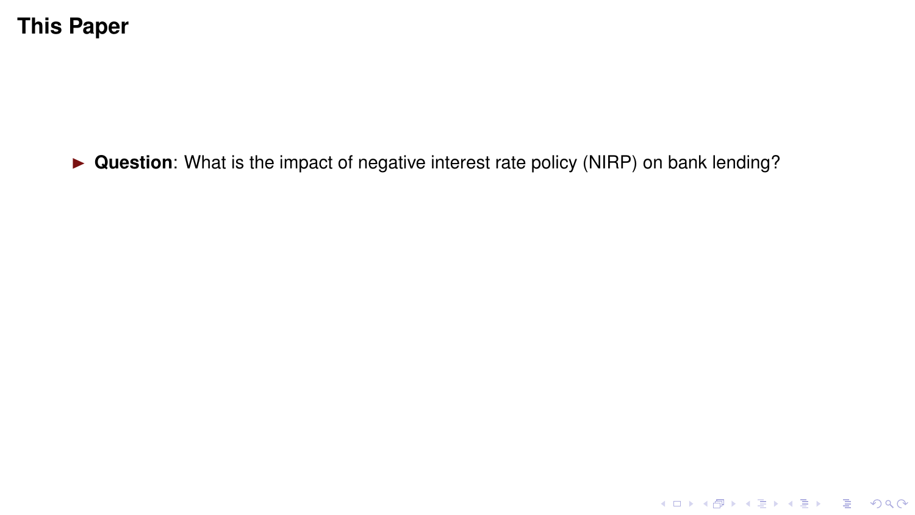# This Paper

- **Question**: What is the impact of negative interest rate policy (NIRP) on bank lending?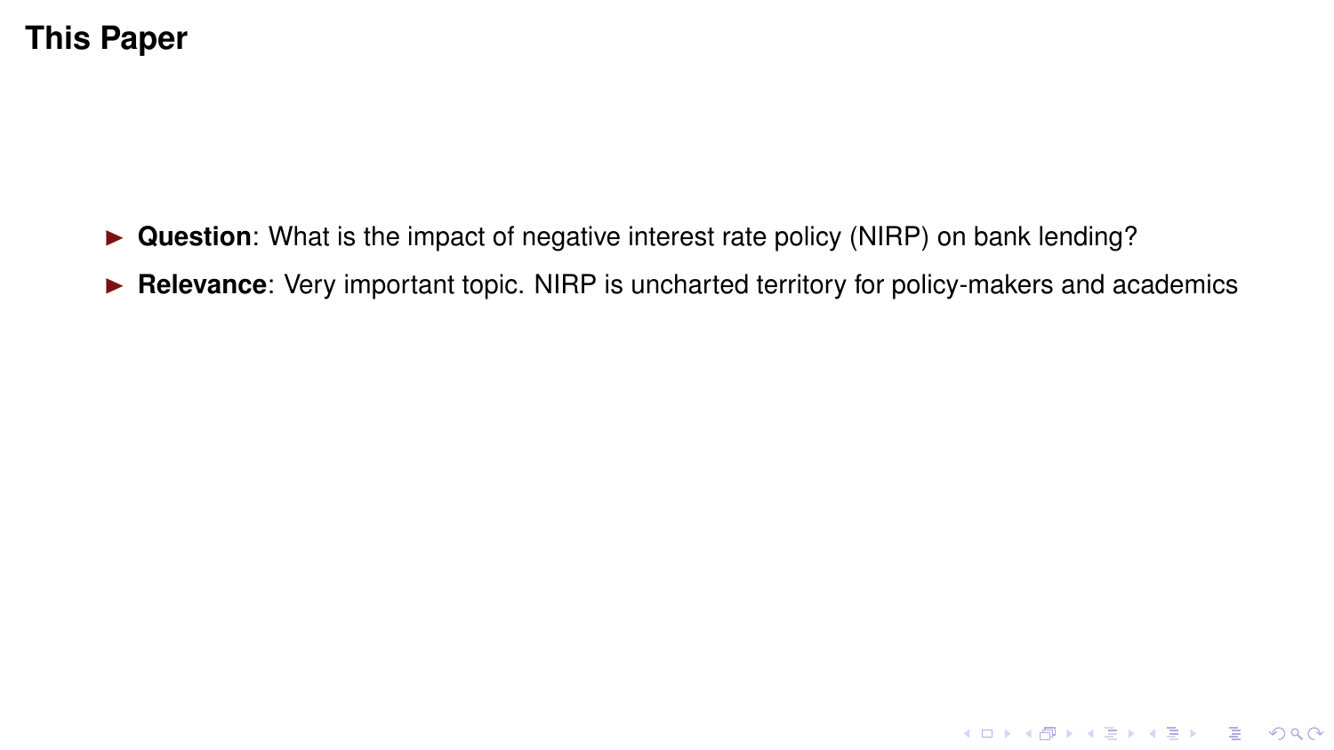# This Paper

- **Question**: What is the impact of negative interest rate policy (NIRP) on bank lending?
- **Relevance**: Very important topic. NIRP is uncharted territory for policy-makers and academics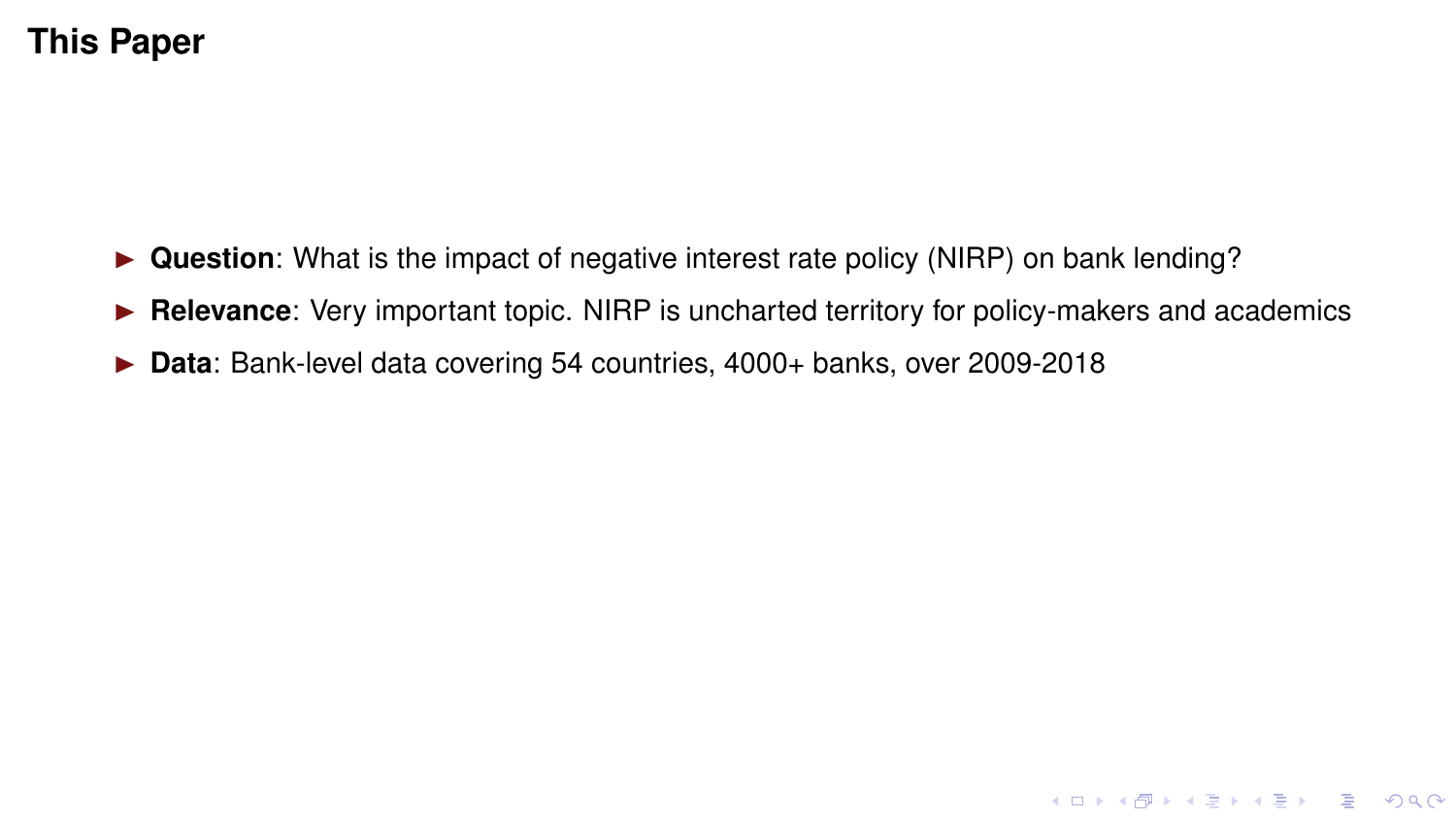# This Paper

- **Question**: What is the impact of negative interest rate policy (NIRP) on bank lending?
- **Relevance**: Very important topic. NIRP is uncharted territory for policy-makers and academics
- **Data**: Bank-level data covering 54 countries, 4000+ banks, over 2009-2018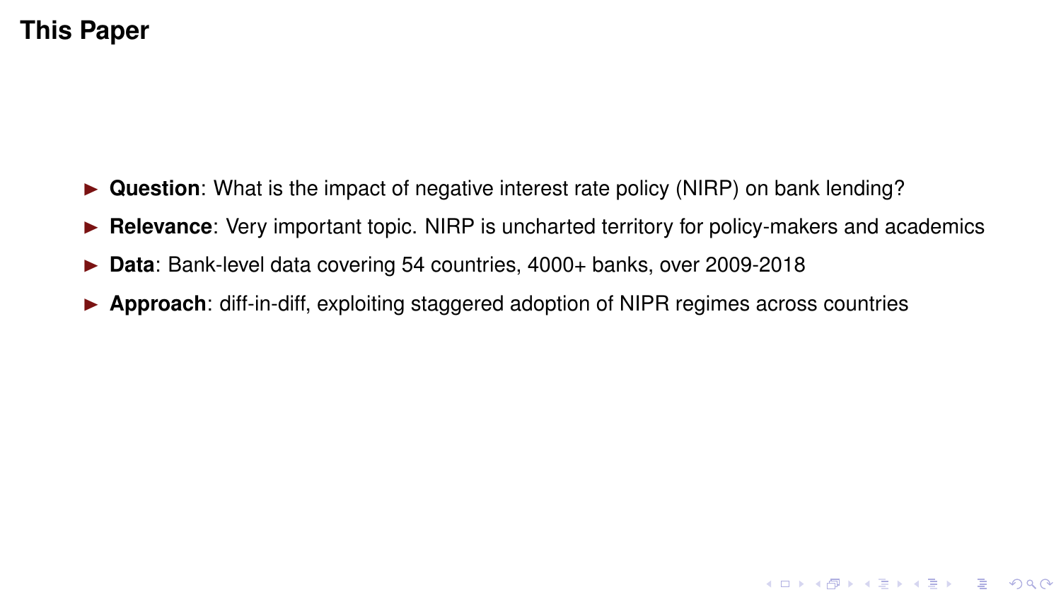# This Paper

- **Question**: What is the impact of negative interest rate policy (NIRP) on bank lending?
- **Relevance**: Very important topic. NIRP is uncharted territory for policy-makers and academics
- **Data**: Bank-level data covering 54 countries, 4000+ banks, over 2009-2018
- **Approach**: diff-in-diff, exploiting staggered adoption of NIPR regimes across countries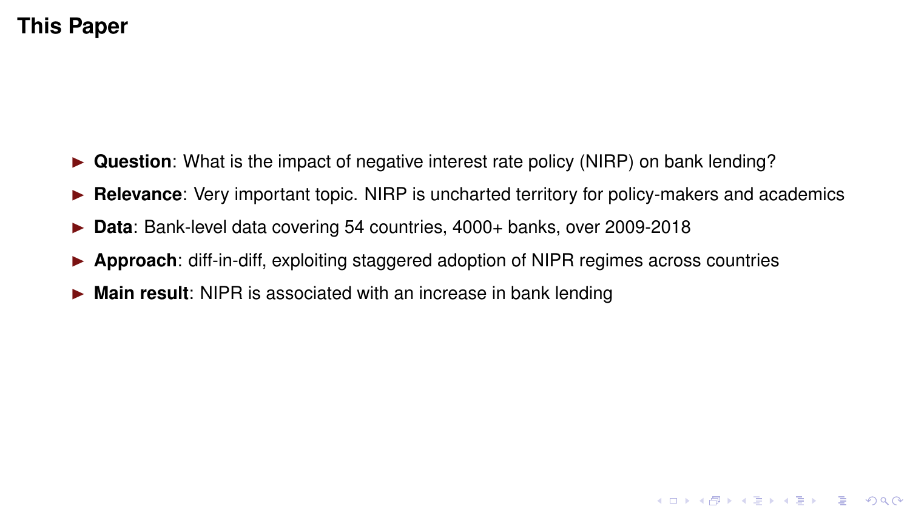# This Paper

- **Question**: What is the impact of negative interest rate policy (NIRP) on bank lending?
- **Relevance**: Very important topic. NIRP is uncharted territory for policy-makers and academics
- **Data**: Bank-level data covering 54 countries, 4000+ banks, over 2009-2018
- **Approach**: diff-in-diff, exploiting staggered adoption of NIPR regimes across countries
- **Main result**: NIPR is associated with an increase in bank lending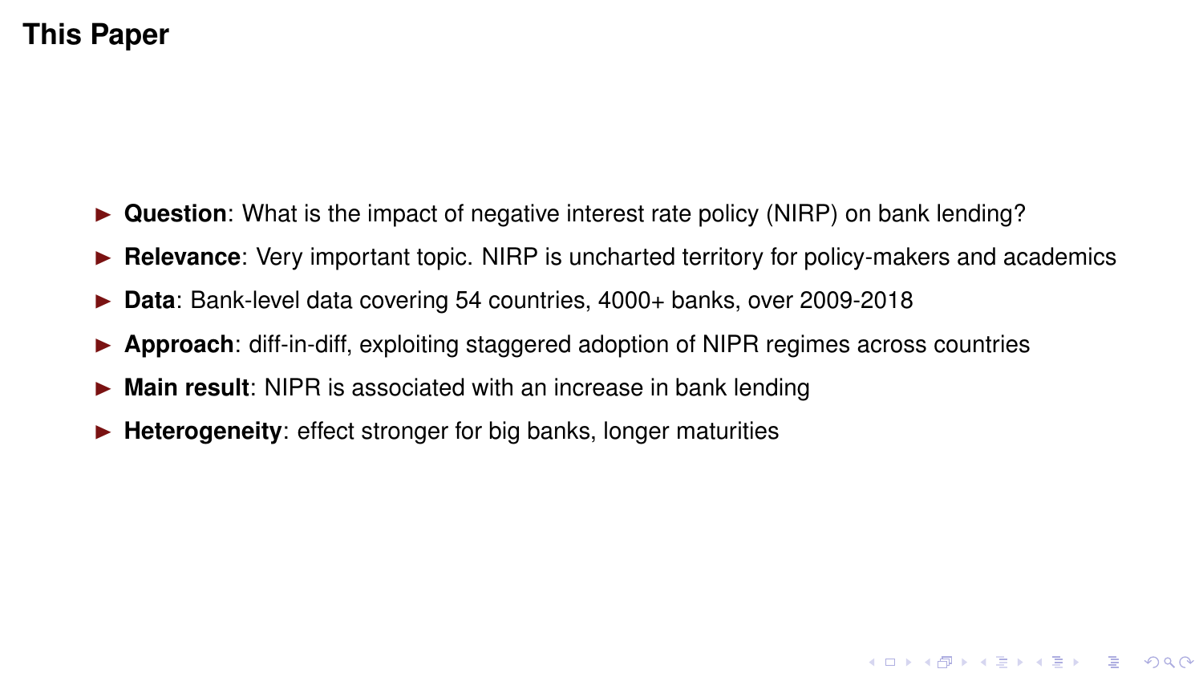# This Paper

- **Question**: What is the impact of negative interest rate policy (NIRP) on bank lending?
- **Relevance**: Very important topic. NIRP is uncharted territory for policy-makers and academics
- **Data**: Bank-level data covering 54 countries, 4000+ banks, over 2009-2018
- **Approach**: diff-in-diff, exploiting staggered adoption of NIPR regimes across countries
- **Main result**: NIPR is associated with an increase in bank lending
- **Heterogeneity**: effect stronger for big banks, longer maturities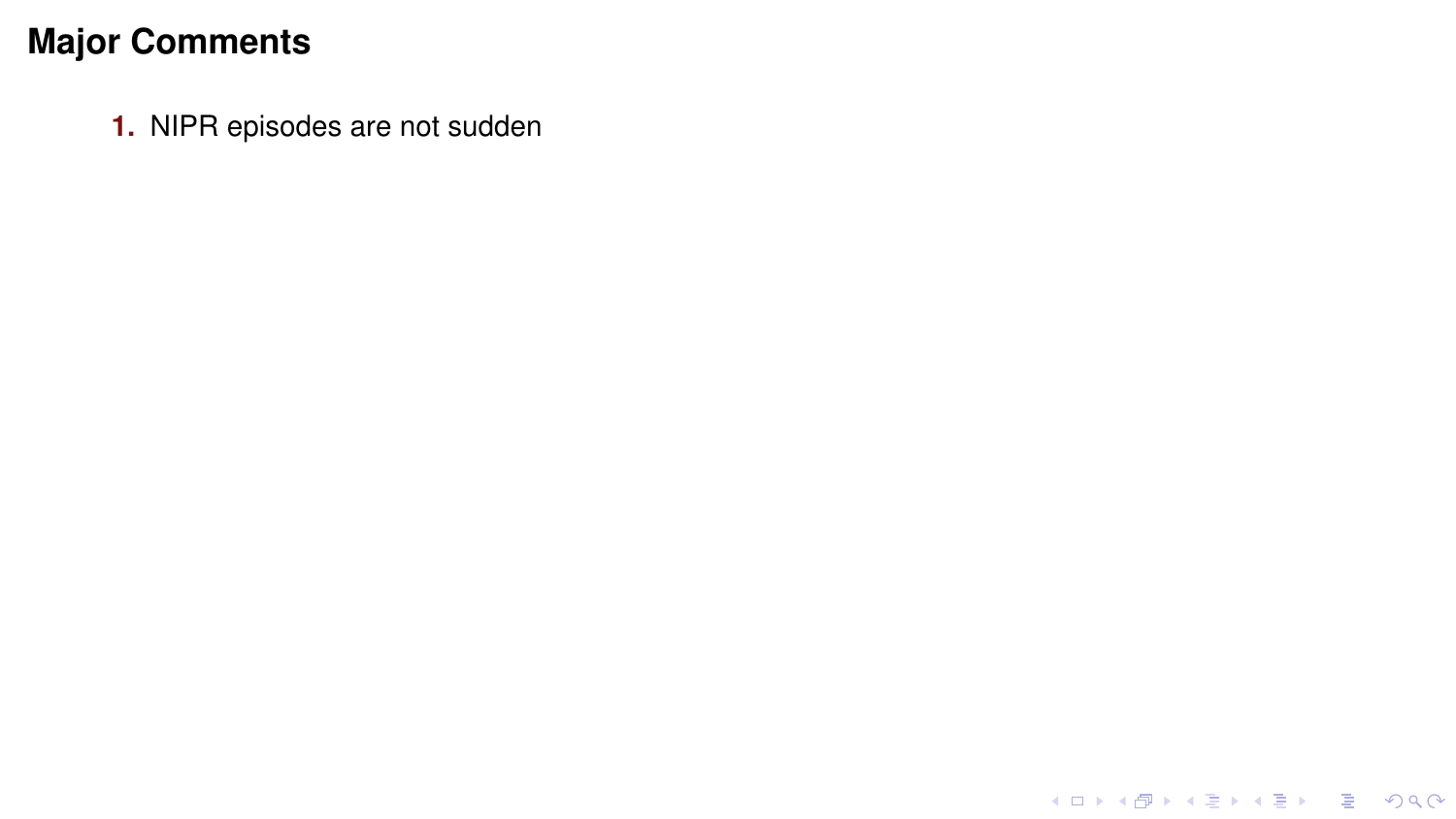## Major Comments

1. NIPR episodes are not sudden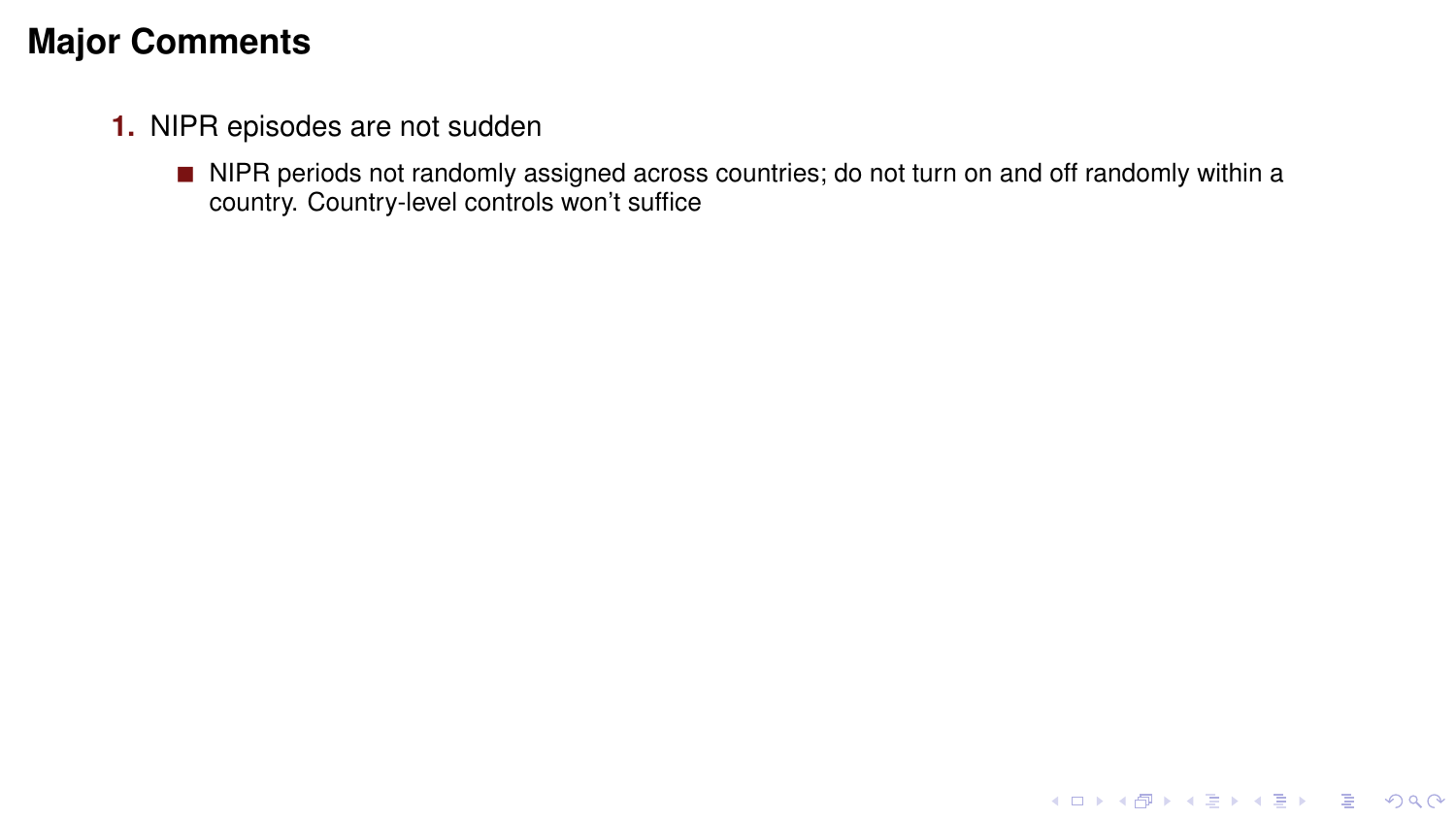# Major Comments

1. NIPR episodes are not sudden
   - NIPR periods not randomly assigned across countries; do not turn on and off randomly within a country. Country-level controls won't suffice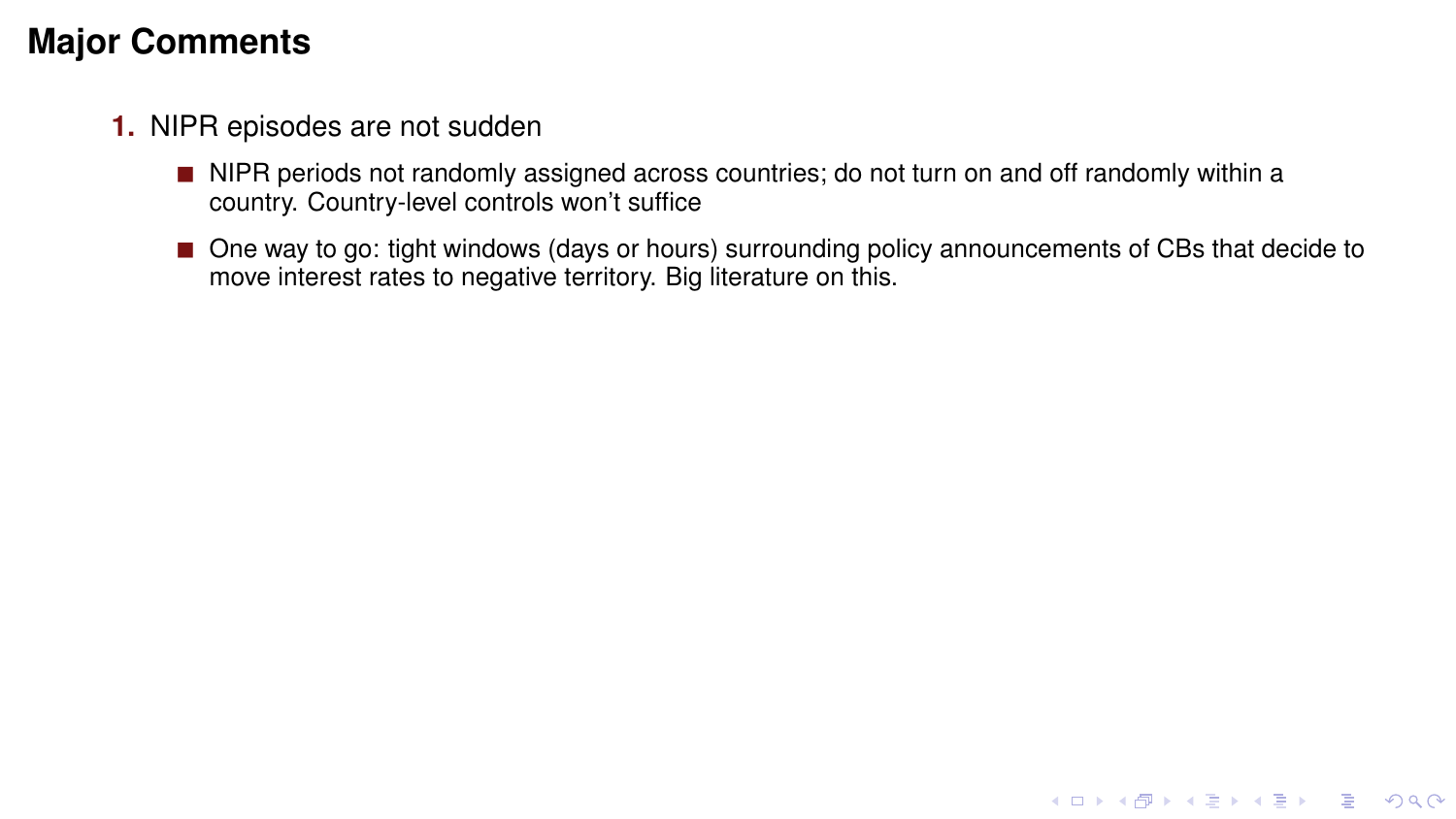# Major Comments

1. NIPR episodes are not sudden
   - NIPR periods not randomly assigned across countries; do not turn on and off randomly within a country. Country-level controls won't suffice
   - One way to go: tight windows (days or hours) surrounding policy announcements of CBs that decide to move interest rates to negative territory. Big literature on this.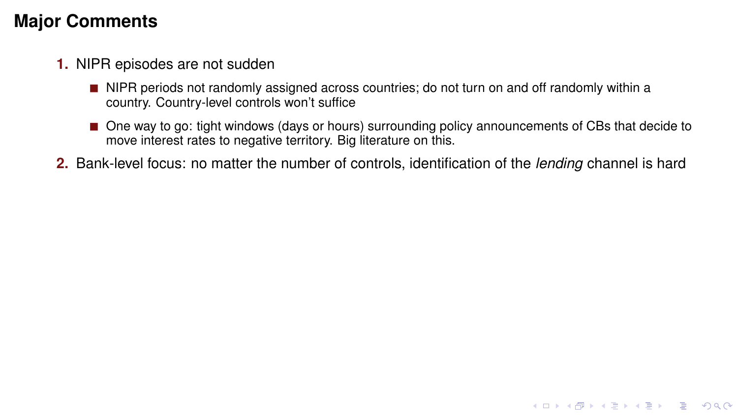# Major Comments

1. NIPR episodes are not sudden
   - NIPR periods not randomly assigned across countries; do not turn on and off randomly within a country. Country-level controls won't suffice
   - One way to go: tight windows (days or hours) surrounding policy announcements of CBs that decide to move interest rates to negative territory. Big literature on this.
2. Bank-level focus: no matter the number of controls, identification of the *lending* channel is hard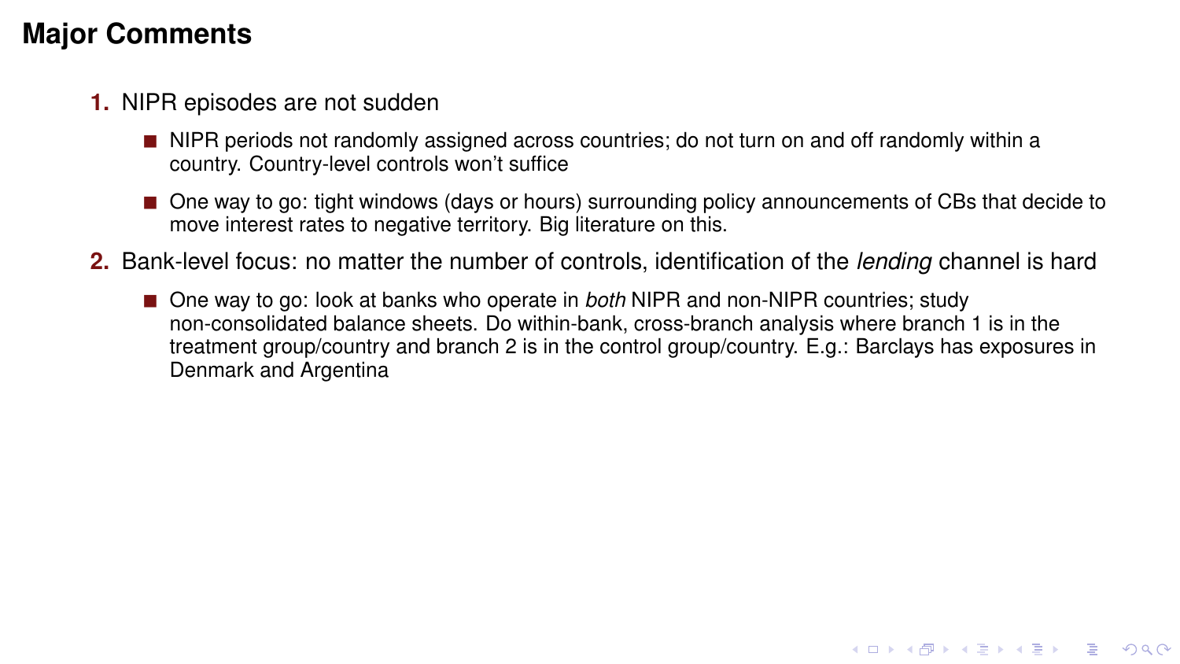# Major Comments

1. NIPR episodes are not sudden
   - NIPR periods not randomly assigned across countries; do not turn on and off randomly within a country. Country-level controls won't suffice
   - One way to go: tight windows (days or hours) surrounding policy announcements of CBs that decide to move interest rates to negative territory. Big literature on this.
2. Bank-level focus: no matter the number of controls, identification of the *lending* channel is hard
   - One way to go: look at banks who operate in *both* NIPR and non-NIPR countries; study non-consolidated balance sheets. Do within-bank, cross-branch analysis where branch 1 is in the treatment group/country and branch 2 is in the control group/country. E.g.: Barclays has exposures in Denmark and Argentina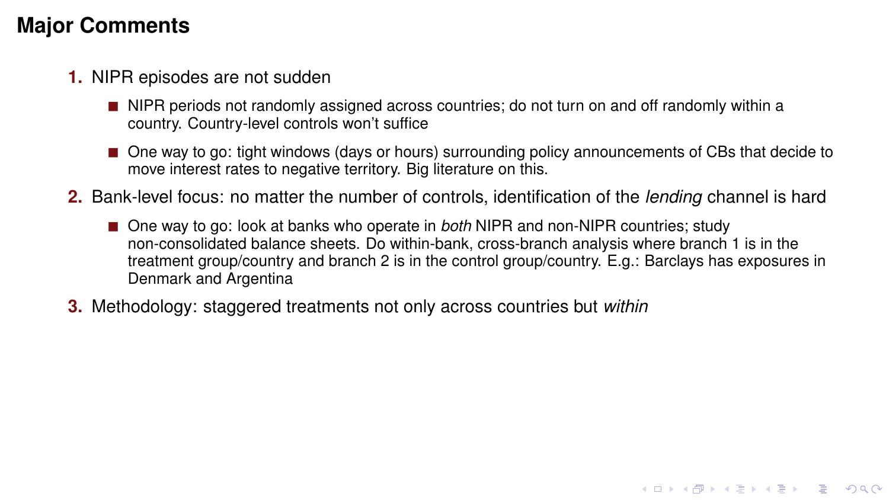# Major Comments

1. NIPR episodes are not sudden
   - NIPR periods not randomly assigned across countries; do not turn on and off randomly within a country. Country-level controls won't suffice
   - One way to go: tight windows (days or hours) surrounding policy announcements of CBs that decide to move interest rates to negative territory. Big literature on this.
2. Bank-level focus: no matter the number of controls, identification of the *lending* channel is hard
   - One way to go: look at banks who operate in *both* NIPR and non-NIPR countries; study non-consolidated balance sheets. Do within-bank, cross-branch analysis where branch 1 is in the treatment group/country and branch 2 is in the control group/country. E.g.: Barclays has exposures in Denmark and Argentina
3. Methodology: staggered treatments not only across countries but *within*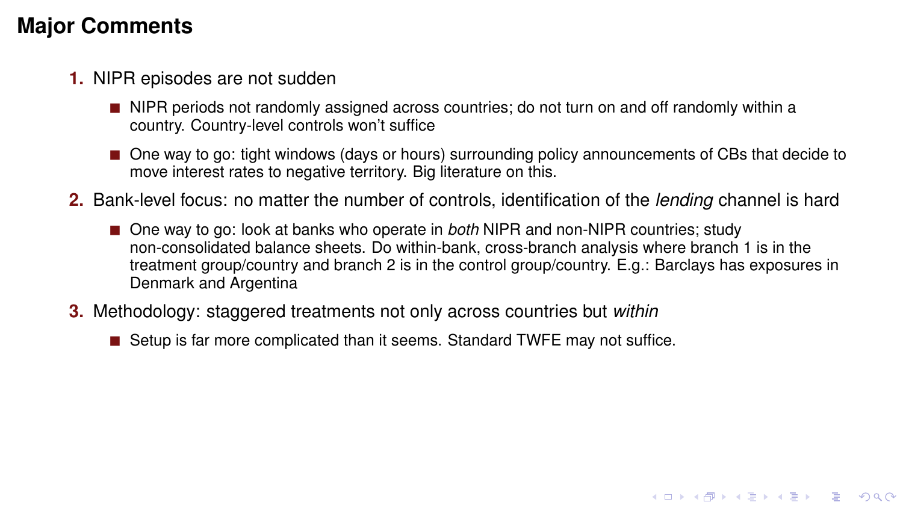# Major Comments

1. NIPR episodes are not sudden
   - NIPR periods not randomly assigned across countries; do not turn on and off randomly within a country. Country-level controls won't suffice
   - One way to go: tight windows (days or hours) surrounding policy announcements of CBs that decide to move interest rates to negative territory. Big literature on this.
2. Bank-level focus: no matter the number of controls, identification of the *lending* channel is hard
   - One way to go: look at banks who operate in *both* NIPR and non-NIPR countries; study non-consolidated balance sheets. Do within-bank, cross-branch analysis where branch 1 is in the treatment group/country and branch 2 is in the control group/country. E.g.: Barclays has exposures in Denmark and Argentina
3. Methodology: staggered treatments not only across countries but *within*
   - Setup is far more complicated than it seems. Standard TWFE may not suffice.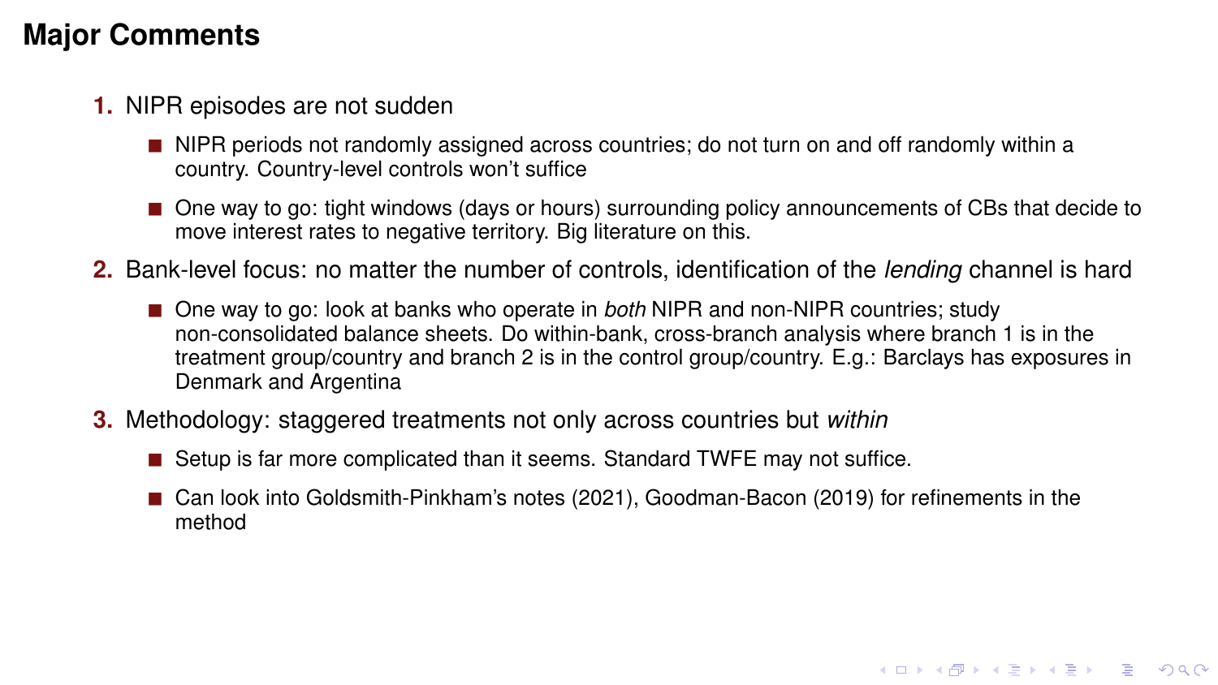## Major Comments

1. NIPR episodes are not sudden
   - NIPR periods not randomly assigned across countries; do not turn on and off randomly within a country. Country-level controls won't suffice
   - One way to go: tight windows (days or hours) surrounding policy announcements of CBs that decide to move interest rates to negative territory. Big literature on this.
2. Bank-level focus: no matter the number of controls, identification of the *lending* channel is hard
   - One way to go: look at banks who operate in *both* NIPR and non-NIPR countries; study non-consolidated balance sheets. Do within-bank, cross-branch analysis where branch 1 is in the treatment group/country and branch 2 is in the control group/country. E.g.: Barclays has exposures in Denmark and Argentina
3. Methodology: staggered treatments not only across countries but *within*
   - Setup is far more complicated than it seems. Standard TWFE may not suffice.
   - Can look into Goldsmith-Pinkham's notes (2021), Goodman-Bacon (2019) for refinements in the method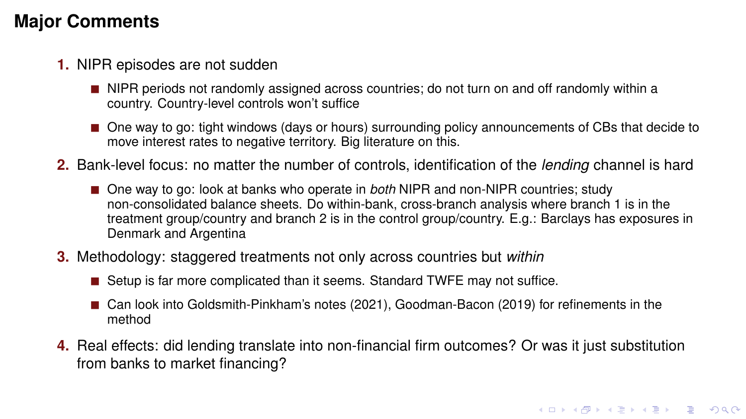# Major Comments

1. NIPR episodes are not sudden
   - NIPR periods not randomly assigned across countries; do not turn on and off randomly within a country. Country-level controls won't suffice
   - One way to go: tight windows (days or hours) surrounding policy announcements of CBs that decide to move interest rates to negative territory. Big literature on this.
2. Bank-level focus: no matter the number of controls, identification of the *lending* channel is hard
   - One way to go: look at banks who operate in *both* NIPR and non-NIPR countries; study non-consolidated balance sheets. Do within-bank, cross-branch analysis where branch 1 is in the treatment group/country and branch 2 is in the control group/country. E.g.: Barclays has exposures in Denmark and Argentina
3. Methodology: staggered treatments not only across countries but *within*
   - Setup is far more complicated than it seems. Standard TWFE may not suffice.
   - Can look into Goldsmith-Pinkham's notes (2021), Goodman-Bacon (2019) for refinements in the method
4. Real effects: did lending translate into non-financial firm outcomes? Or was it just substitution from banks to market financing?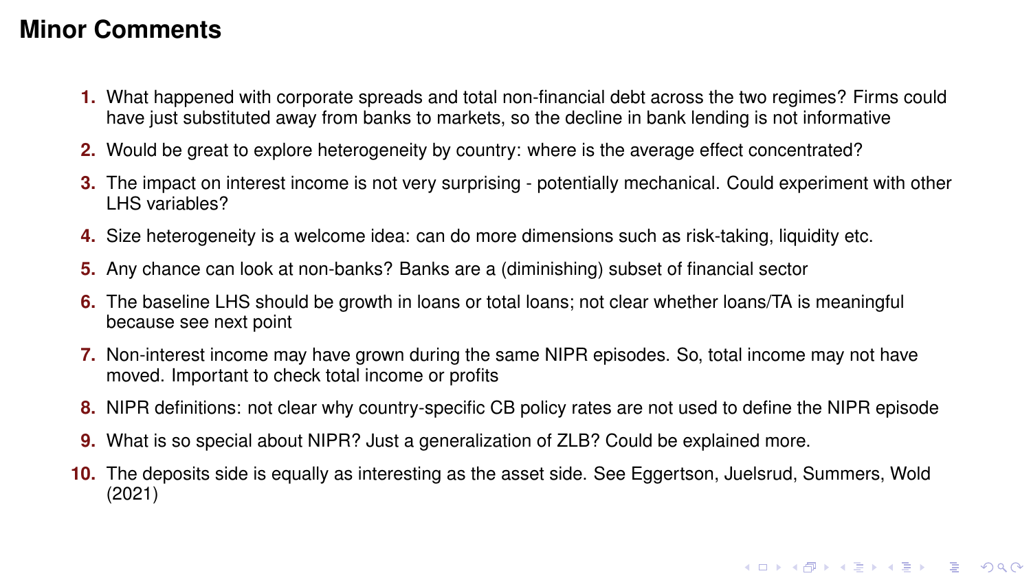# Minor Comments

1. What happened with corporate spreads and total non-financial debt across the two regimes? Firms could have just substituted away from banks to markets, so the decline in bank lending is not informative
2. Would be great to explore heterogeneity by country: where is the average effect concentrated?
3. The impact on interest income is not very surprising - potentially mechanical. Could experiment with other LHS variables?
4. Size heterogeneity is a welcome idea: can do more dimensions such as risk-taking, liquidity etc.
5. Any chance can look at non-banks? Banks are a (diminishing) subset of financial sector
6. The baseline LHS should be growth in loans or total loans; not clear whether loans/TA is meaningful because see next point
7. Non-interest income may have grown during the same NIPR episodes. So, total income may not have moved. Important to check total income or profits
8. NIPR definitions: not clear why country-specific CB policy rates are not used to define the NIPR episode
9. What is so special about NIPR? Just a generalization of ZLB? Could be explained more.
10. The deposits side is equally as interesting as the asset side. See Eggertson, Juelsrud, Summers, Wold (2021)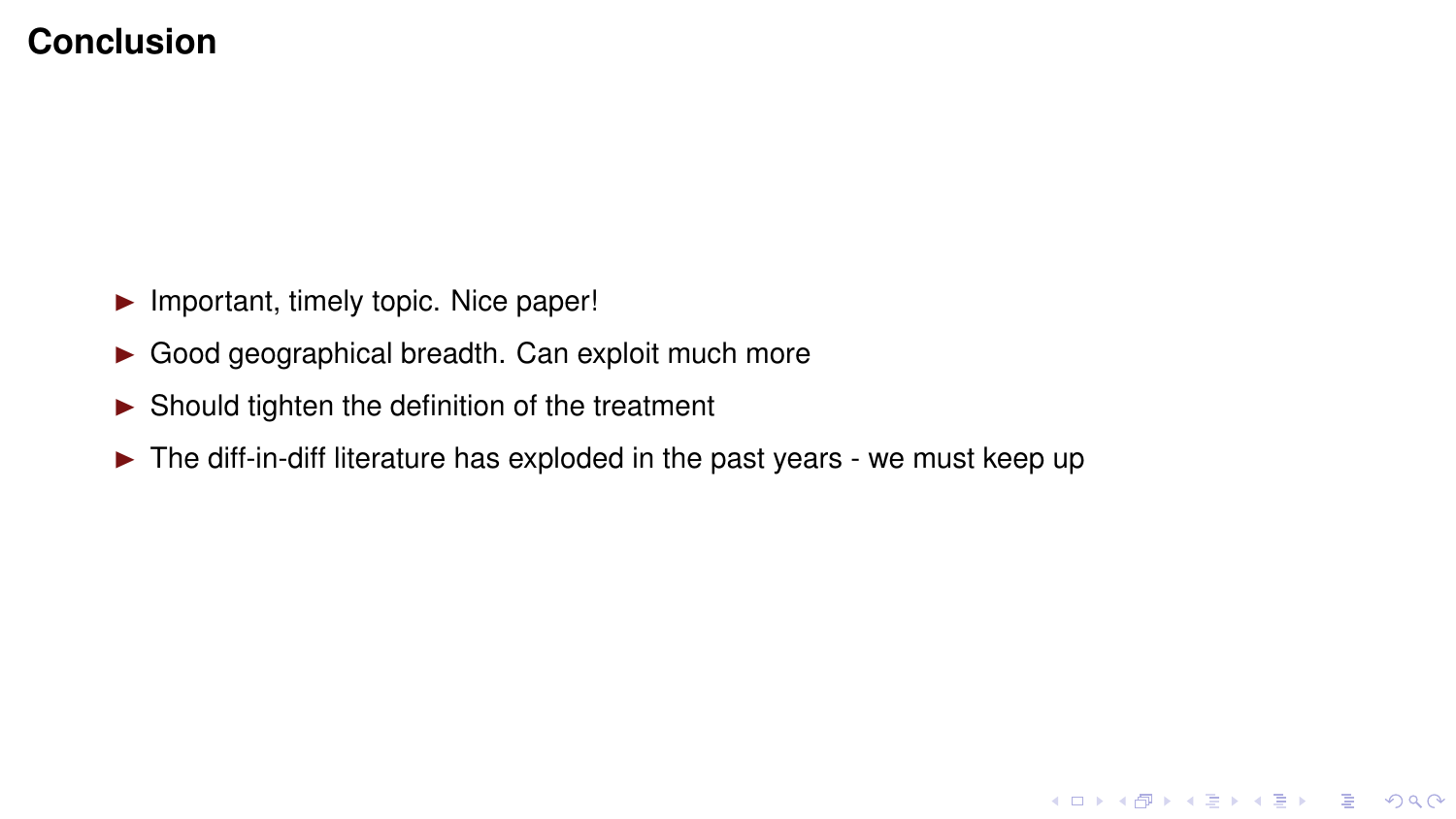# Conclusion

- Important, timely topic. Nice paper!
- Good geographical breadth. Can exploit much more
- Should tighten the definition of the treatment
- The diff-in-diff literature has exploded in the past years - we must keep up